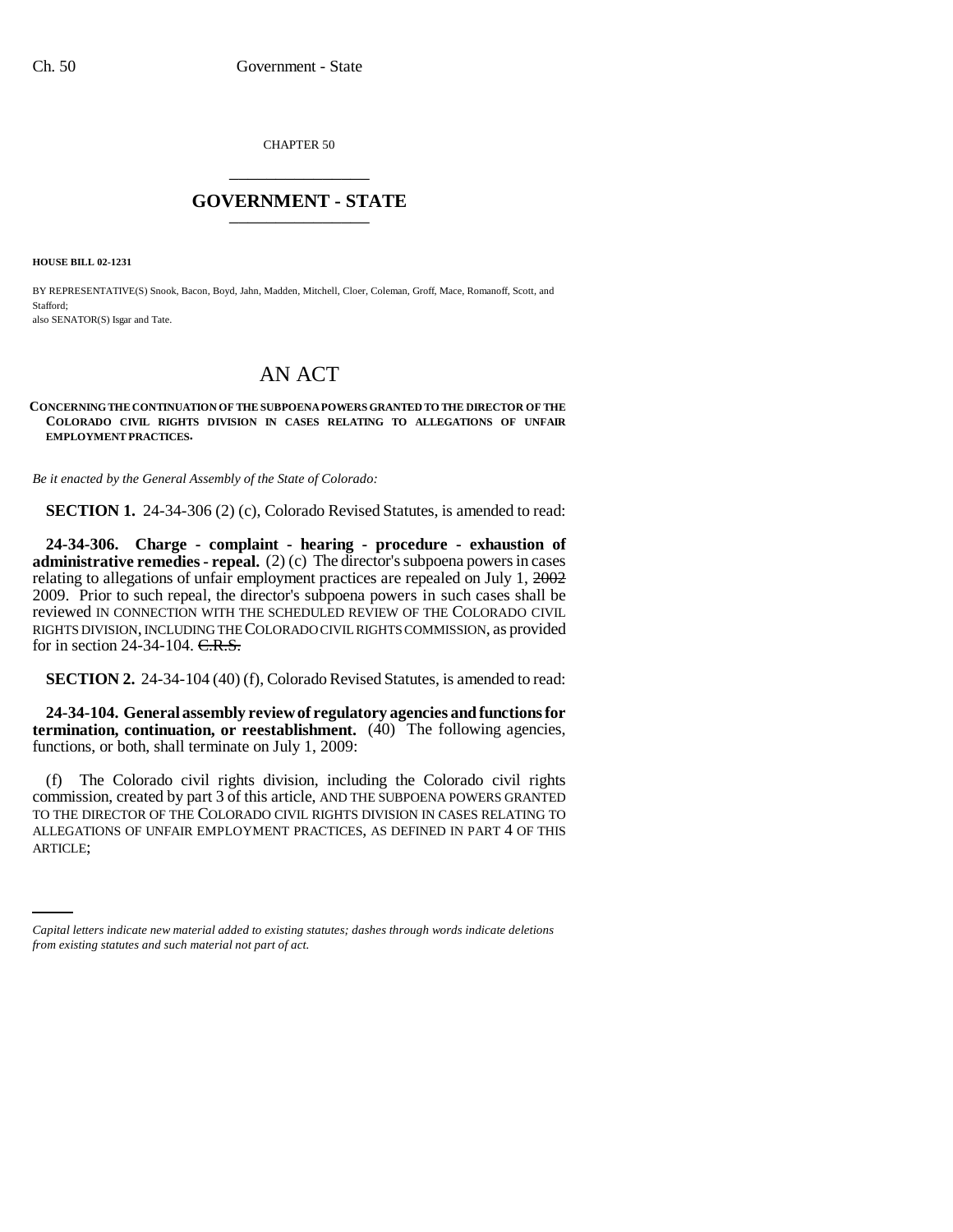CHAPTER 50

## GOVERNMENT - STATE

**HOUSE BILL 02-1231**

BY REPRESENTATIVE(S) Snook, Bacon, Boyd, Jahn, Madden, Mitchell, Cloer, Coleman, Groff, Mace, Romanoff, Scott, and Stafford;
also SENATOR(S) Isgar and Tate.

# AN ACT

**CONCERNING THE CONTINUATION OF THE SUBPOENA POWERS GRANTED TO THE DIRECTOR OF THE COLORADO CIVIL RIGHTS DIVISION IN CASES RELATING TO ALLEGATIONS OF UNFAIR EMPLOYMENT PRACTICES.**

*Be it enacted by the General Assembly of the State of Colorado:*

**SECTION 1.** 24-34-306 (2) (c), Colorado Revised Statutes, is amended to read:

**24-34-306. Charge - complaint - hearing - procedure - exhaustion of administrative remedies - repeal.** (2) (c) The director's subpoena powers in cases relating to allegations of unfair employment practices are repealed on July 1, ~~2002~~ 2009. Prior to such repeal, the director's subpoena powers in such cases shall be reviewed IN CONNECTION WITH THE SCHEDULED REVIEW OF THE COLORADO CIVIL RIGHTS DIVISION, INCLUDING THE COLORADO CIVIL RIGHTS COMMISSION, as provided for in section 24-34-104. ~~C.R.S.~~

**SECTION 2.** 24-34-104 (40) (f), Colorado Revised Statutes, is amended to read:

**24-34-104. General assembly review of regulatory agencies and functions for termination, continuation, or reestablishment.** (40) The following agencies, functions, or both, shall terminate on July 1, 2009:

(f) The Colorado civil rights division, including the Colorado civil rights commission, created by part 3 of this article, AND THE SUBPOENA POWERS GRANTED TO THE DIRECTOR OF THE COLORADO CIVIL RIGHTS DIVISION IN CASES RELATING TO ALLEGATIONS OF UNFAIR EMPLOYMENT PRACTICES, AS DEFINED IN PART 4 OF THIS ARTICLE;

*Capital letters indicate new material added to existing statutes; dashes through words indicate deletions from existing statutes and such material not part of act.*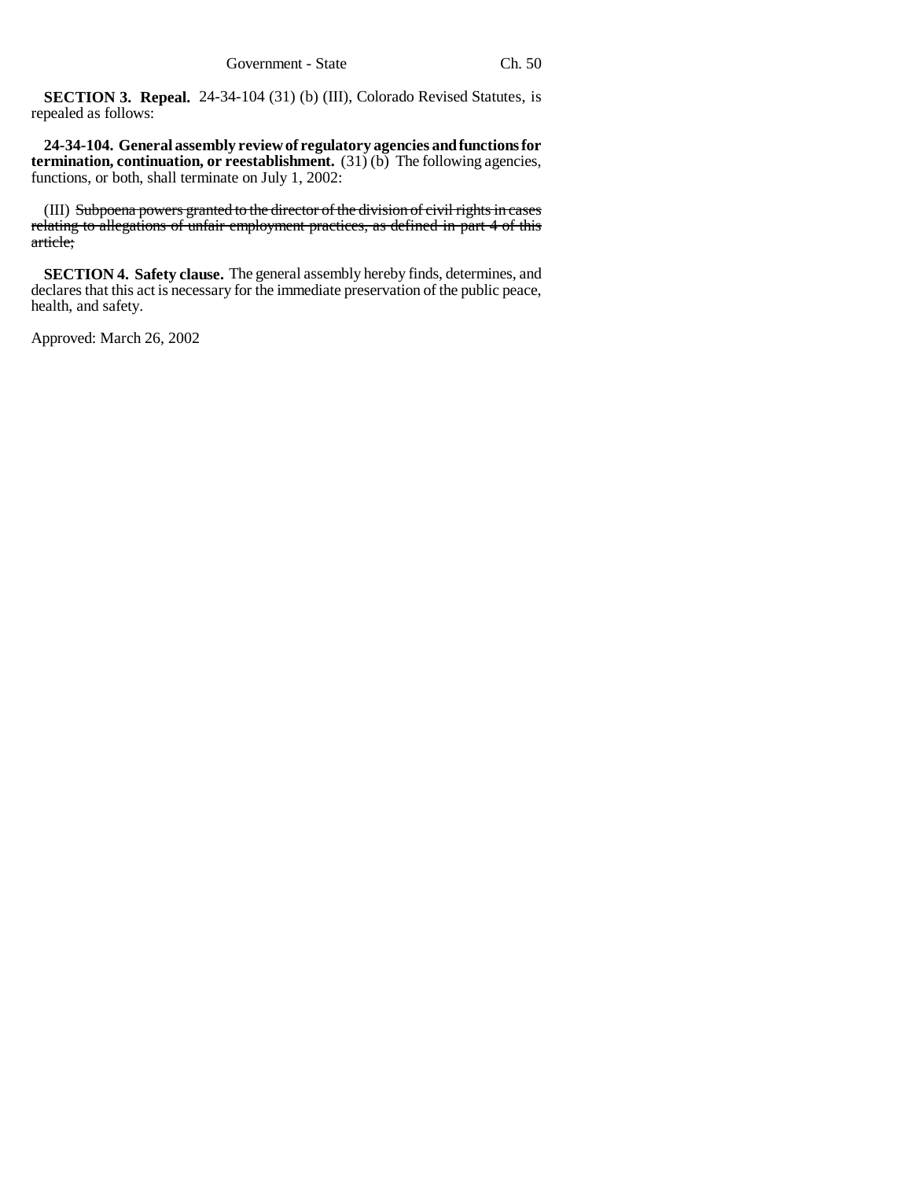**SECTION 3. Repeal.** 24-34-104 (31) (b) (III), Colorado Revised Statutes, is repealed as follows:

**24-34-104. General assembly review of regulatory agencies and functions for termination, continuation, or reestablishment.** (31) (b) The following agencies, functions, or both, shall terminate on July 1, 2002:

(III) ~~Subpoena powers granted to the director of the division of civil rights in cases relating to allegations of unfair employment practices, as defined in part 4 of this article;~~

**SECTION 4. Safety clause.** The general assembly hereby finds, determines, and declares that this act is necessary for the immediate preservation of the public peace, health, and safety.

Approved: March 26, 2002